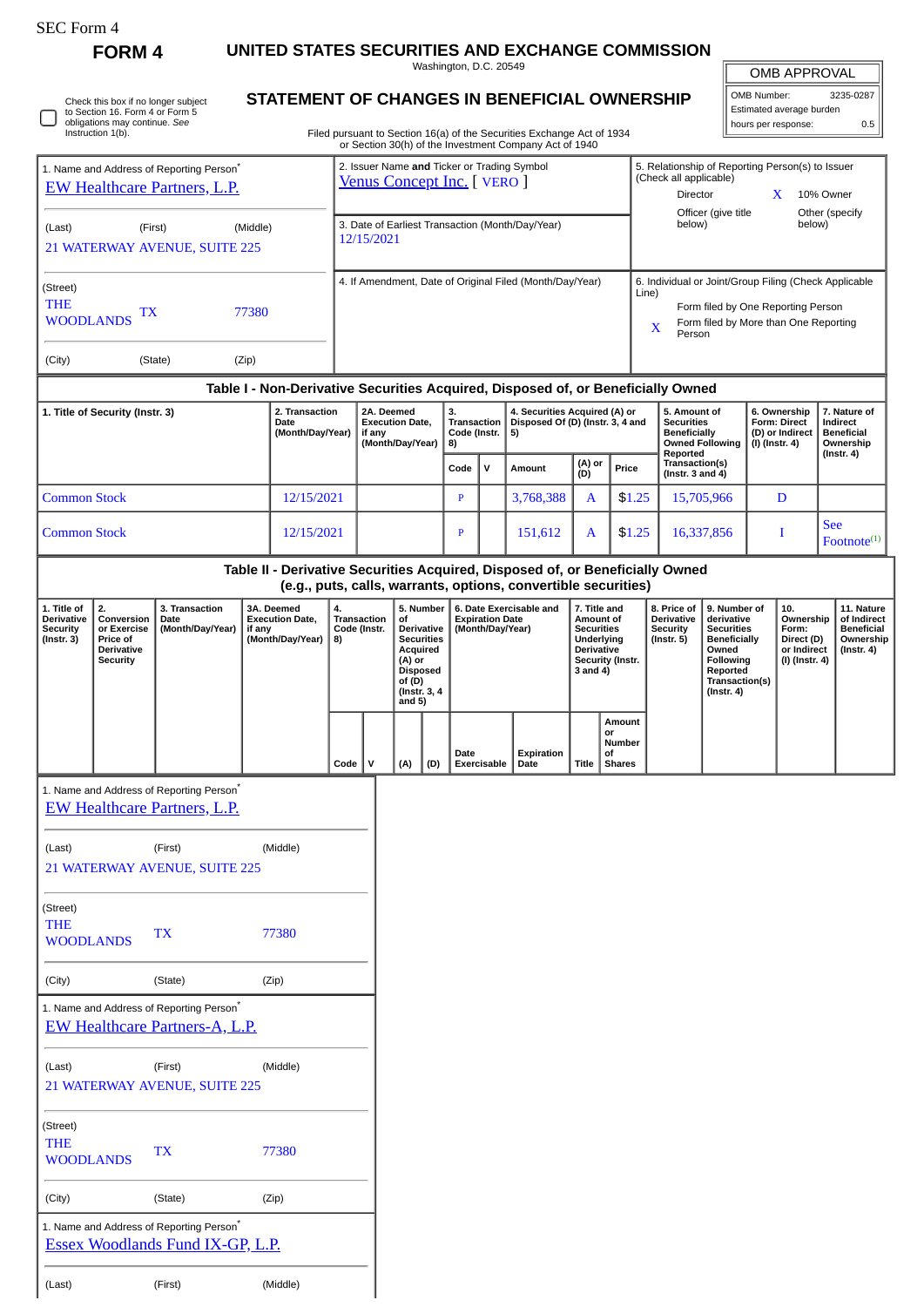SEC Form 4

**FORM 4**

# UNITED STATES SECURITIES AND EXCHANGE COMMISSION

Washington, D.C. 20549

## STATEMENT OF CHANGES IN BENEFICIAL OWNERSHIP

Filed pursuant to Section 16(a) of the Securities Exchange Act of 1934 or Section 30(h) of the Investment Company Act of 1940

| OMB APPROVAL | |
|---|---|
| OMB Number: | 3235-0287 |
| Estimated average burden | |
| hours per response: | 0.5 |

☐ Check this box if no longer subject to Section 16. Form 4 or Form 5 obligations may continue. *See* Instruction 1(b).

1. Name and Address of Reporting Person*
EW Healthcare Partners, L.P.

(Last) (First) (Middle)
21 WATERWAY AVENUE, SUITE 225

(Street)
THE WOODLANDS TX 77380

(City) (State) (Zip)

2. Issuer Name **and** Ticker or Trading Symbol
Venus Concept Inc. [ VERO ]

3. Date of Earliest Transaction (Month/Day/Year)
12/15/2021

4. If Amendment, Date of Original Filed (Month/Day/Year)

5. Relationship of Reporting Person(s) to Issuer (Check all applicable)
Director
X 10% Owner
Officer (give title below)
Other (specify below)

6. Individual or Joint/Group Filing (Check Applicable Line)
Form filed by One Reporting Person
X Form filed by More than One Reporting Person

**Table I - Non-Derivative Securities Acquired, Disposed of, or Beneficially Owned**

| 1. Title of Security (Instr. 3) | 2. Transaction Date (Month/Day/Year) | 2A. Deemed Execution Date, if any (Month/Day/Year) | 3. Transaction Code (Instr. 8) | | 4. Securities Acquired (A) or Disposed Of (D) (Instr. 3, 4 and 5) | | | 5. Amount of Securities Beneficially Owned Following Reported Transaction(s) (Instr. 3 and 4) | 6. Ownership Form: Direct (D) or Indirect (I) (Instr. 4) | 7. Nature of Indirect Beneficial Ownership (Instr. 4) |
|---|---|---|---|---|---|---|---|---|---|---|
| | | | Code | V | Amount | (A) or (D) | Price | | | |
| Common Stock | 12/15/2021 | | P | | 3,768,388 | A | $1.25 | 15,705,966 | D | |
| Common Stock | 12/15/2021 | | P | | 151,612 | A | $1.25 | 16,337,856 | I | See Footnote[(1)] |

**Table II - Derivative Securities Acquired, Disposed of, or Beneficially Owned (e.g., puts, calls, warrants, options, convertible securities)**

| 1. Title of Derivative Security (Instr. 3) | 2. Conversion or Exercise Price of Derivative Security | 3. Transaction Date (Month/Day/Year) | 3A. Deemed Execution Date, if any (Month/Day/Year) | 4. Transaction Code (Instr. 8) | | 5. Number of Derivative Securities Acquired (A) or Disposed of (D) (Instr. 3, 4 and 5) | | 6. Date Exercisable and Expiration Date (Month/Day/Year) | | 7. Title and Amount of Securities Underlying Derivative Security (Instr. 3 and 4) | | 8. Price of Derivative Security (Instr. 5) | 9. Number of derivative Securities Beneficially Owned Following Reported Transaction(s) (Instr. 4) | 10. Ownership Form: Direct (D) or Indirect (I) (Instr. 4) | 11. Nature of Indirect Beneficial Ownership (Instr. 4) |
|---|---|---|---|---|---|---|---|---|---|---|---|---|---|---|---|
| | | | | Code | V | (A) | (D) | Date Exercisable | Expiration Date | Title | Amount or Number of Shares | | | | |

1. Name and Address of Reporting Person*
EW Healthcare Partners, L.P.

(Last) (First) (Middle)
21 WATERWAY AVENUE, SUITE 225

(Street)
THE WOODLANDS TX 77380

(City) (State) (Zip)

1. Name and Address of Reporting Person*
EW Healthcare Partners-A, L.P.

(Last) (First) (Middle)
21 WATERWAY AVENUE, SUITE 225

(Street)
THE WOODLANDS TX 77380

(City) (State) (Zip)

1. Name and Address of Reporting Person*
Essex Woodlands Fund IX-GP, L.P.

(Last) (First) (Middle)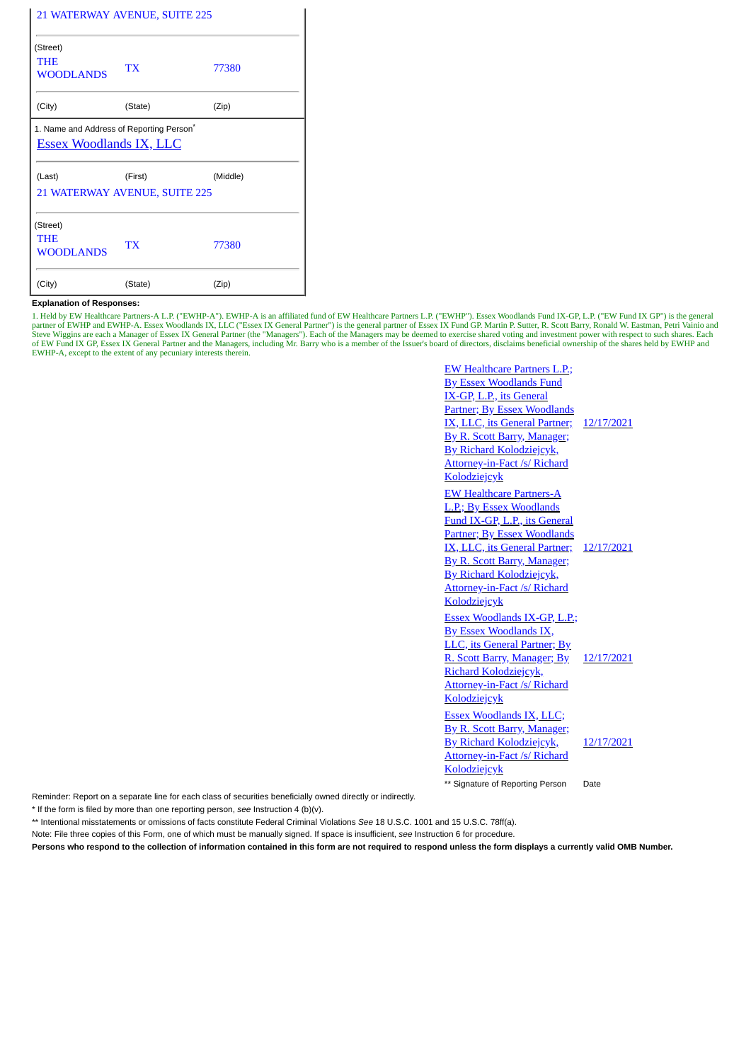| | | |
|---|---|---|
| 21 WATERWAY AVENUE, SUITE 225 | | |
| (Street) | | |
| THE WOODLANDS | TX | 77380 |
| (City) | (State) | (Zip) |

| | | |
|---|---|---|
| 1. Name and Address of Reporting Person* | | |
| Essex Woodlands IX, LLC | | |
| (Last) | (First) | (Middle) |
| 21 WATERWAY AVENUE, SUITE 225 | | |
| (Street) | | |
| THE WOODLANDS | TX | 77380 |
| (City) | (State) | (Zip) |

**Explanation of Responses:**

1. Held by EW Healthcare Partners-A L.P. ("EWHP-A"). EWHP-A is an affiliated fund of EW Healthcare Partners L.P. ("EWHP"). Essex Woodlands Fund IX-GP, L.P. ("EW Fund IX GP") is the general partner of EWHP and EWHP-A. Essex Woodlands IX, LLC ("Essex IX General Partner") is the general partner of Essex IX Fund GP. Martin P. Sutter, R. Scott Barry, Ronald W. Eastman, Petri Vainio and Steve Wiggins are each a Manager of Essex IX General Partner (the "Managers"). Each of the Managers may be deemed to exercise shared voting and investment power with respect to such shares. Each of EW Fund IX GP, Essex IX General Partner and the Managers, including Mr. Barry who is a member of the Issuer's board of directors, disclaims beneficial ownership of the shares held by EWHP and EWHP-A, except to the extent of any pecuniary interests therein.

| | |
|---|---|
| EW Healthcare Partners L.P.; By Essex Woodlands Fund IX-GP, L.P., its General Partner; By Essex Woodlands IX, LLC, its General Partner; By R. Scott Barry, Manager; By Richard Kolodziejcyk, Attorney-in-Fact /s/ Richard Kolodziejcyk | 12/17/2021 |
| EW Healthcare Partners-A L.P.; By Essex Woodlands Fund IX-GP, L.P., its General Partner; By Essex Woodlands IX, LLC, its General Partner; By R. Scott Barry, Manager; By Richard Kolodziejcyk, Attorney-in-Fact /s/ Richard Kolodziejcyk | 12/17/2021 |
| Essex Woodlands IX-GP, L.P.; By Essex Woodlands IX, LLC, its General Partner; By R. Scott Barry, Manager; By Richard Kolodziejcyk, Attorney-in-Fact /s/ Richard Kolodziejcyk | 12/17/2021 |
| Essex Woodlands IX, LLC; By R. Scott Barry, Manager; By Richard Kolodziejcyk, Attorney-in-Fact /s/ Richard Kolodziejcyk | 12/17/2021 |
| ** Signature of Reporting Person | Date |

Reminder: Report on a separate line for each class of securities beneficially owned directly or indirectly.

\* If the form is filed by more than one reporting person, *see* Instruction 4 (b)(v).

** Intentional misstatements or omissions of facts constitute Federal Criminal Violations *See* 18 U.S.C. 1001 and 15 U.S.C. 78ff(a).

Note: File three copies of this Form, one of which must be manually signed. If space is insufficient, *see* Instruction 6 for procedure.

**Persons who respond to the collection of information contained in this form are not required to respond unless the form displays a currently valid OMB Number.**